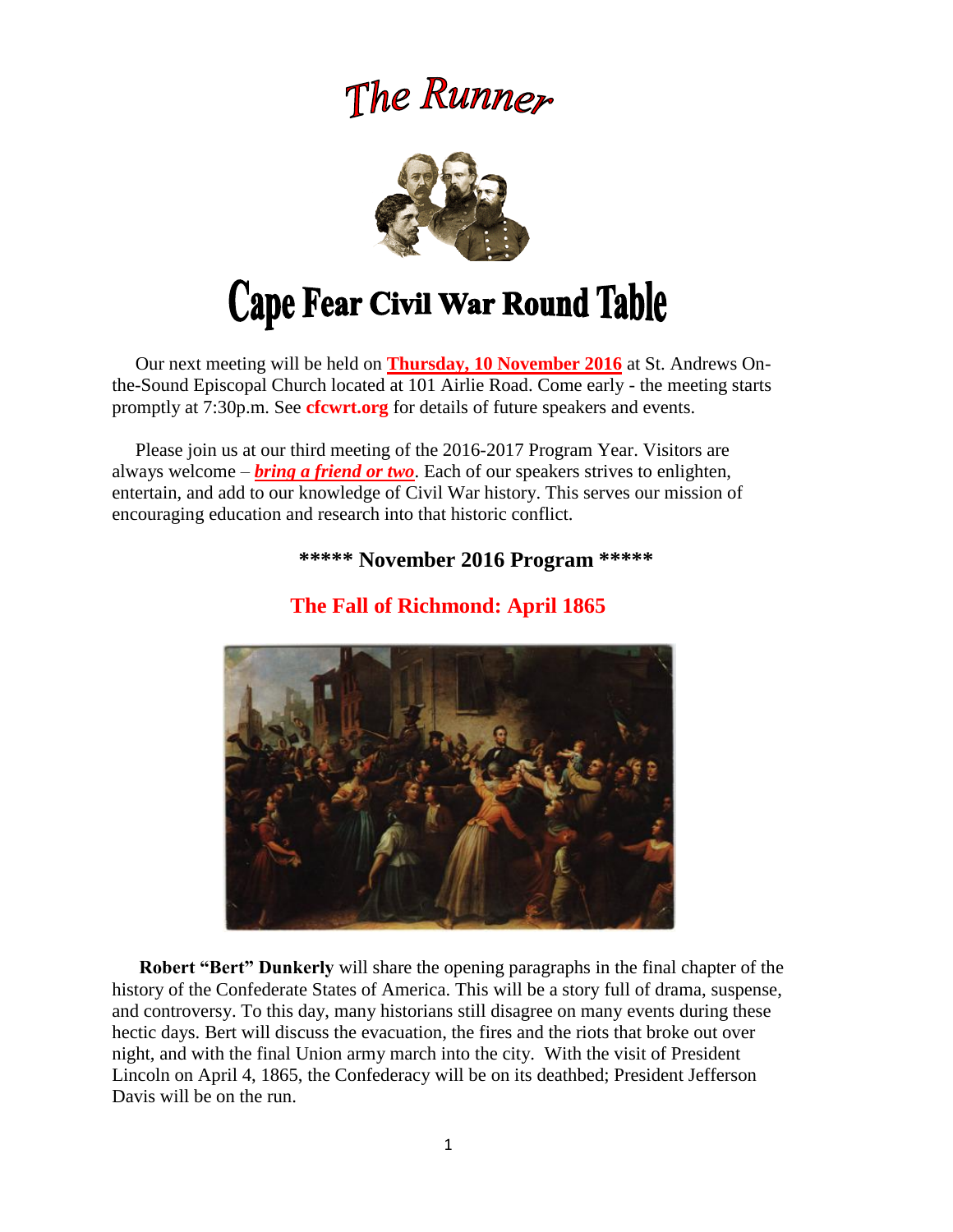# The Runner

# Cape Fear Civil War Round Table

Our next meeting will be held on **Thursday, 10 November 2016** at St. Andrews On-the-Sound Episcopal Church located at 101 Airlie Road. Come early - the meeting starts promptly at 7:30p.m. See **cfcwrt.org** for details of future speakers and events.

Please join us at our third meeting of the 2016-2017 Program Year. Visitors are always welcome – ***bring a friend or two***. Each of our speakers strives to enlighten, entertain, and add to our knowledge of Civil War history. This serves our mission of encouraging education and research into that historic conflict.

### ***** November 2016 Program *****

## The Fall of Richmond: April 1865

**Robert "Bert" Dunkerly** will share the opening paragraphs in the final chapter of the history of the Confederate States of America. This will be a story full of drama, suspense, and controversy. To this day, many historians still disagree on many events during these hectic days. Bert will discuss the evacuation, the fires and the riots that broke out over night, and with the final Union army march into the city. With the visit of President Lincoln on April 4, 1865, the Confederacy will be on its deathbed; President Jefferson Davis will be on the run.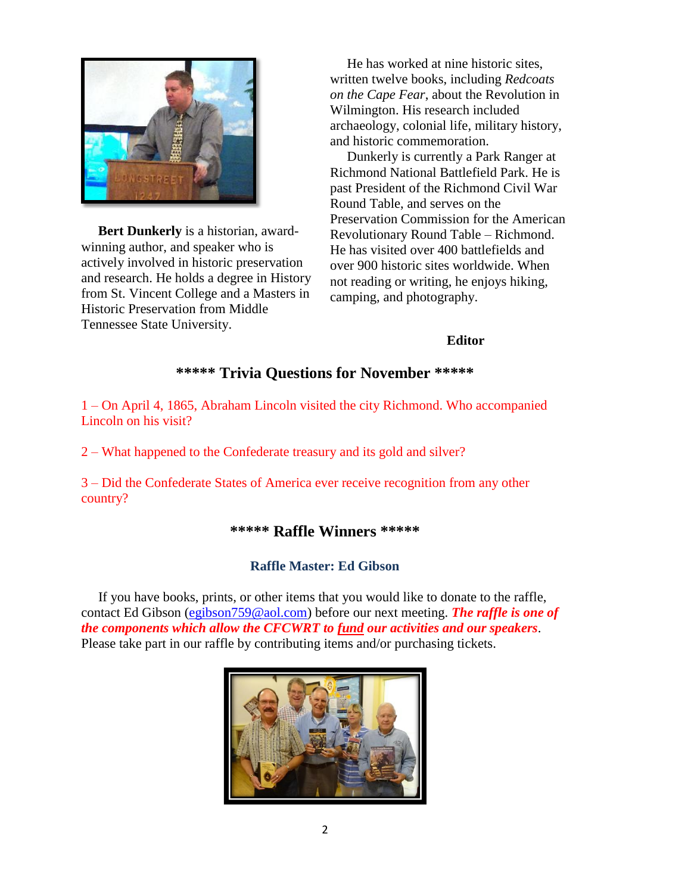**Bert Dunkerly** is a historian, award-winning author, and speaker who is actively involved in historic preservation and research. He holds a degree in History from St. Vincent College and a Masters in Historic Preservation from Middle Tennessee State University.

He has worked at nine historic sites, written twelve books, including *Redcoats on the Cape Fear*, about the Revolution in Wilmington. His research included archaeology, colonial life, military history, and historic commemoration.

Dunkerly is currently a Park Ranger at Richmond National Battlefield Park. He is past President of the Richmond Civil War Round Table, and serves on the Preservation Commission for the American Revolutionary Round Table – Richmond. He has visited over 400 battlefields and over 900 historic sites worldwide. When not reading or writing, he enjoys hiking, camping, and photography.

**Editor**

## ***** Trivia Questions for November *****

1 – On April 4, 1865, Abraham Lincoln visited the city Richmond. Who accompanied Lincoln on his visit?

2 – What happened to the Confederate treasury and its gold and silver?

3 – Did the Confederate States of America ever receive recognition from any other country?

## ***** Raffle Winners *****

### Raffle Master: Ed Gibson

If you have books, prints, or other items that you would like to donate to the raffle, contact Ed Gibson (egibson759@aol.com) before our next meeting. ***The raffle is one of the components which allow the CFCWRT to fund our activities and our speakers***. Please take part in our raffle by contributing items and/or purchasing tickets.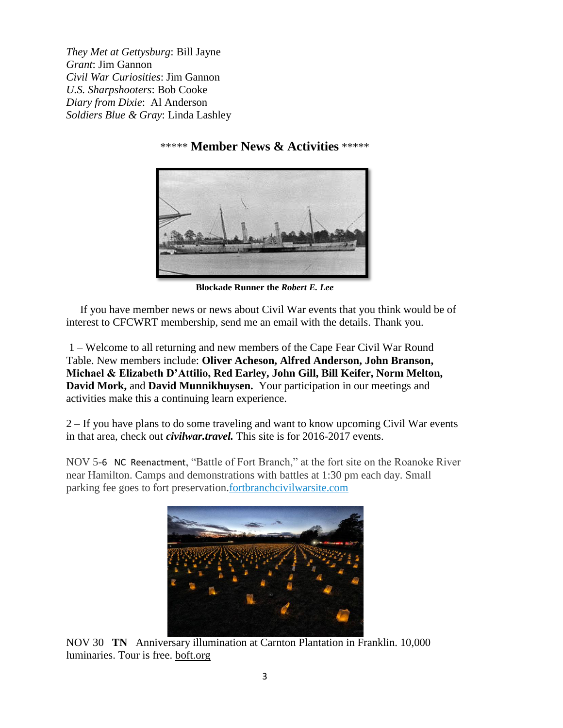*They Met at Gettysburg*: Bill Jayne
*Grant*: Jim Gannon
*Civil War Curiosities*: Jim Gannon
*U.S. Sharpshooters*: Bob Cooke
*Diary from Dixie*: Al Anderson
*Soldiers Blue & Gray*: Linda Lashley

## ***** Member News & Activities *****

**Blockade Runner the *Robert E. Lee***

If you have member news or news about Civil War events that you think would be of interest to CFCWRT membership, send me an email with the details. Thank you.

1 – Welcome to all returning and new members of the Cape Fear Civil War Round Table. New members include: **Oliver Acheson, Alfred Anderson, John Branson, Michael & Elizabeth D'Attilio, Red Earley, John Gill, Bill Keifer, Norm Melton, David Mork,** and **David Munnikhuysen.** Your participation in our meetings and activities make this a continuing learn experience.

2 – If you have plans to do some traveling and want to know upcoming Civil War events in that area, check out ***civilwar.travel.*** This site is for 2016-2017 events.

NOV 5-6 NC Reenactment, "Battle of Fort Branch," at the fort site on the Roanoke River near Hamilton. Camps and demonstrations with battles at 1:30 pm each day. Small parking fee goes to fort preservation.fortbranchcivilwarsite.com

NOV 30 **TN** Anniversary illumination at Carnton Plantation in Franklin. 10,000 luminaries. Tour is free. boft.org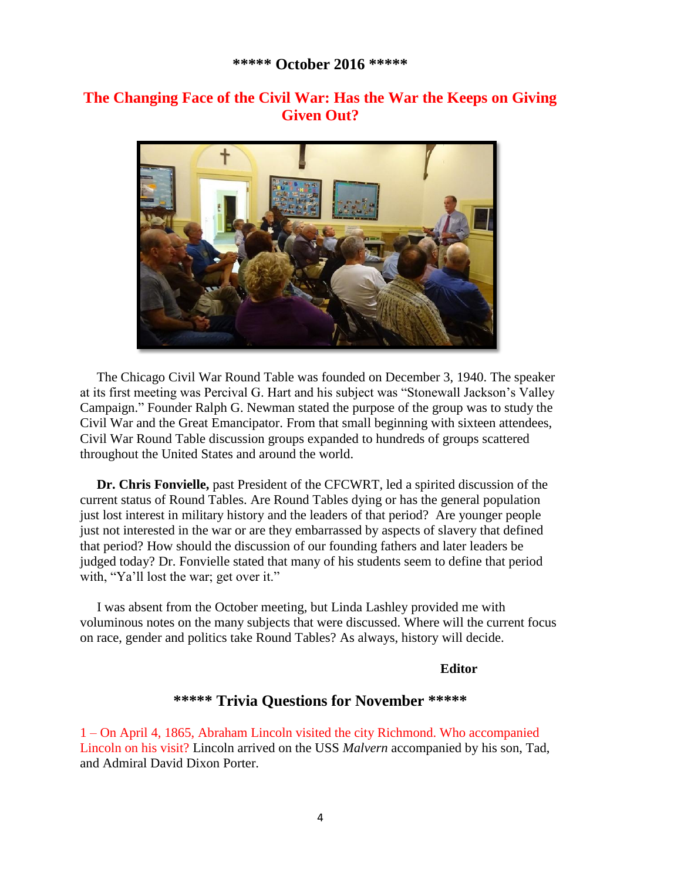**\*\*\*\*\* October 2016 \*\*\*\*\***

## The Changing Face of the Civil War: Has the War the Keeps on Giving Given Out?

The Chicago Civil War Round Table was founded on December 3, 1940. The speaker at its first meeting was Percival G. Hart and his subject was "Stonewall Jackson's Valley Campaign." Founder Ralph G. Newman stated the purpose of the group was to study the Civil War and the Great Emancipator. From that small beginning with sixteen attendees, Civil War Round Table discussion groups expanded to hundreds of groups scattered throughout the United States and around the world.

**Dr. Chris Fonvielle,** past President of the CFCWRT, led a spirited discussion of the current status of Round Tables. Are Round Tables dying or has the general population just lost interest in military history and the leaders of that period? Are younger people just not interested in the war or are they embarrassed by aspects of slavery that defined that period? How should the discussion of our founding fathers and later leaders be judged today? Dr. Fonvielle stated that many of his students seem to define that period with, "Ya'll lost the war; get over it."

I was absent from the October meeting, but Linda Lashley provided me with voluminous notes on the many subjects that were discussed. Where will the current focus on race, gender and politics take Round Tables? As always, history will decide.

**Editor**

### \*\*\*\*\* Trivia Questions for November \*\*\*\*\*

1 – On April 4, 1865, Abraham Lincoln visited the city Richmond. Who accompanied Lincoln on his visit? Lincoln arrived on the USS *Malvern* accompanied by his son, Tad, and Admiral David Dixon Porter.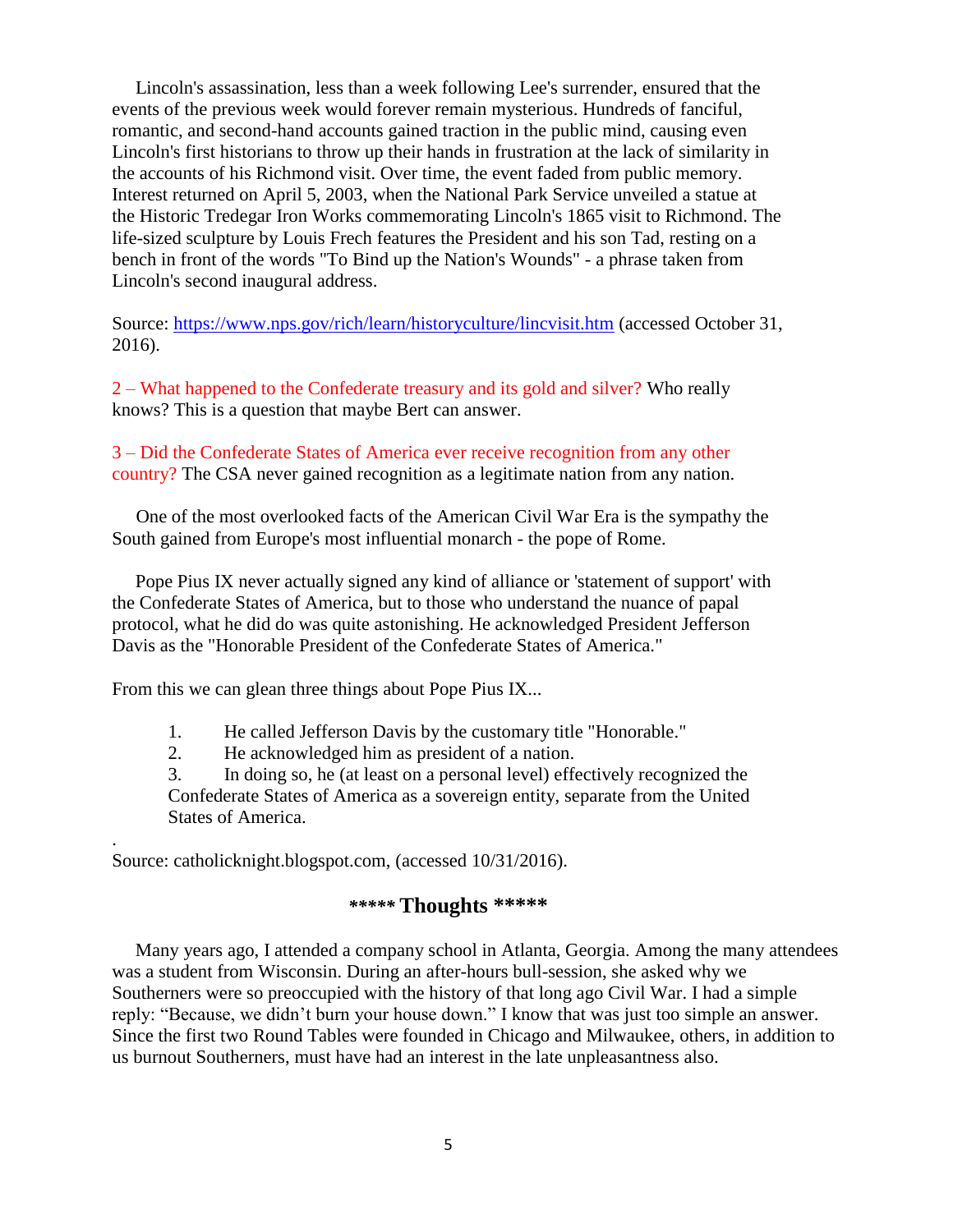Lincoln's assassination, less than a week following Lee's surrender, ensured that the events of the previous week would forever remain mysterious. Hundreds of fanciful, romantic, and second-hand accounts gained traction in the public mind, causing even Lincoln's first historians to throw up their hands in frustration at the lack of similarity in the accounts of his Richmond visit. Over time, the event faded from public memory. Interest returned on April 5, 2003, when the National Park Service unveiled a statue at the Historic Tredegar Iron Works commemorating Lincoln's 1865 visit to Richmond. The life-sized sculpture by Louis Frech features the President and his son Tad, resting on a bench in front of the words "To Bind up the Nation's Wounds" - a phrase taken from Lincoln's second inaugural address.

Source: [https://www.nps.gov/rich/learn/historyculture/lincvisit.htm](https://www.nps.gov/rich/learn/historyculture/lincvisit.htm) (accessed October 31, 2016).

2 – What happened to the Confederate treasury and its gold and silver? Who really knows? This is a question that maybe Bert can answer.

3 – Did the Confederate States of America ever receive recognition from any other country? The CSA never gained recognition as a legitimate nation from any nation.

One of the most overlooked facts of the American Civil War Era is the sympathy the South gained from Europe's most influential monarch - the pope of Rome.

Pope Pius IX never actually signed any kind of alliance or 'statement of support' with the Confederate States of America, but to those who understand the nuance of papal protocol, what he did do was quite astonishing. He acknowledged President Jefferson Davis as the "Honorable President of the Confederate States of America."

From this we can glean three things about Pope Pius IX...

1. He called Jefferson Davis by the customary title "Honorable."
2. He acknowledged him as president of a nation.
3. In doing so, he (at least on a personal level) effectively recognized the Confederate States of America as a sovereign entity, separate from the United States of America.

Source: catholicknight.blogspot.com, (accessed 10/31/2016).

## ***** Thoughts *****

Many years ago, I attended a company school in Atlanta, Georgia. Among the many attendees was a student from Wisconsin. During an after-hours bull-session, she asked why we Southerners were so preoccupied with the history of that long ago Civil War. I had a simple reply: "Because, we didn't burn your house down." I know that was just too simple an answer. Since the first two Round Tables were founded in Chicago and Milwaukee, others, in addition to us burnout Southerners, must have had an interest in the late unpleasantness also.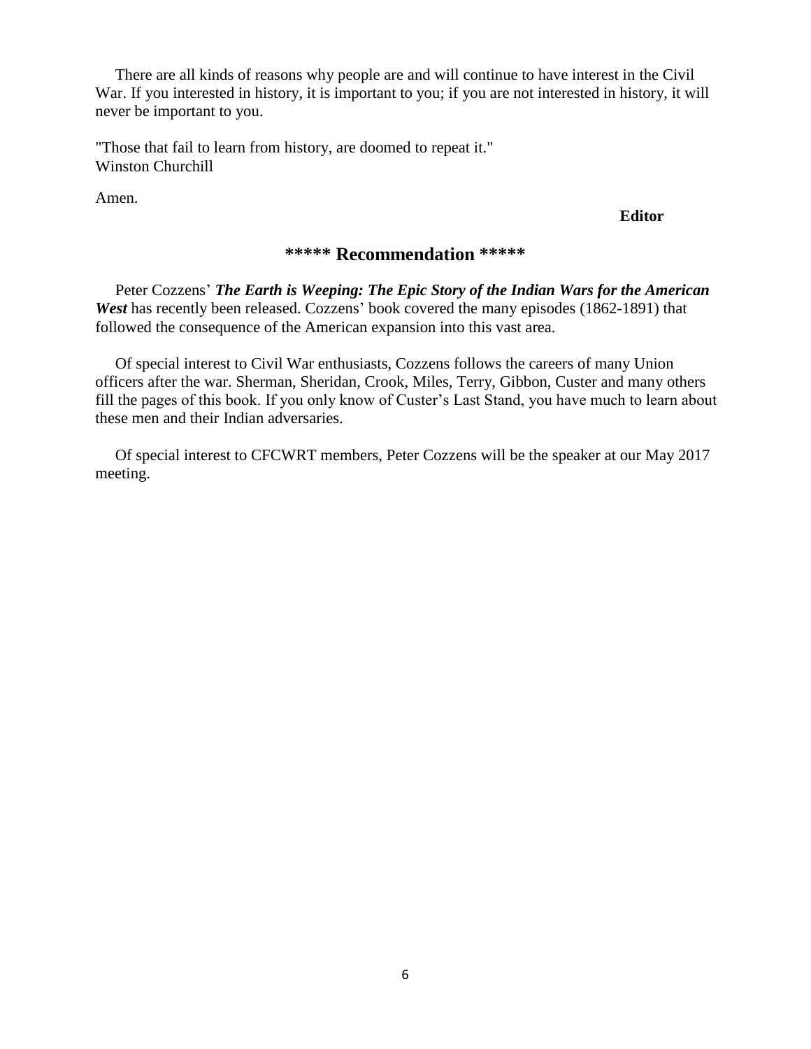There are all kinds of reasons why people are and will continue to have interest in the Civil War. If you interested in history, it is important to you; if you are not interested in history, it will never be important to you.

"Those that fail to learn from history, are doomed to repeat it."
Winston Churchill

Amen.

**Editor**

## ***** Recommendation *****

Peter Cozzens' ***The Earth is Weeping: The Epic Story of the Indian Wars for the American West*** has recently been released. Cozzens' book covered the many episodes (1862-1891) that followed the consequence of the American expansion into this vast area.

Of special interest to Civil War enthusiasts, Cozzens follows the careers of many Union officers after the war. Sherman, Sheridan, Crook, Miles, Terry, Gibbon, Custer and many others fill the pages of this book. If you only know of Custer's Last Stand, you have much to learn about these men and their Indian adversaries.

Of special interest to CFCWRT members, Peter Cozzens will be the speaker at our May 2017 meeting.